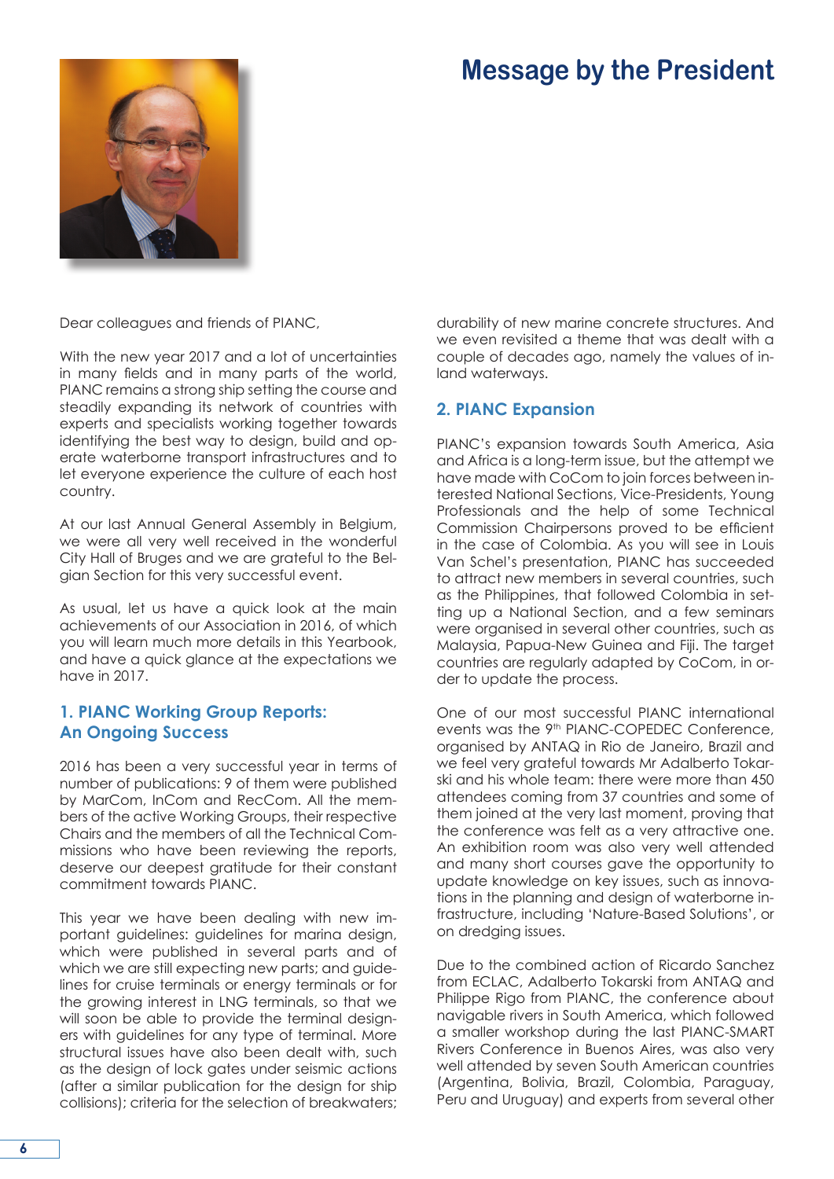# Message by the President

Dear colleagues and friends of PIANC,

With the new year 2017 and a lot of uncertainties in many fields and in many parts of the world, PIANC remains a strong ship setting the course and steadily expanding its network of countries with experts and specialists working together towards identifying the best way to design, build and operate waterborne transport infrastructures and to let everyone experience the culture of each host country.

At our last Annual General Assembly in Belgium, we were all very well received in the wonderful City Hall of Bruges and we are grateful to the Belgian Section for this very successful event.

As usual, let us have a quick look at the main achievements of our Association in 2016, of which you will learn much more details in this Yearbook, and have a quick glance at the expectations we have in 2017.

## 1. PIANC Working Group Reports: An Ongoing Success

2016 has been a very successful year in terms of number of publications: 9 of them were published by MarCom, InCom and RecCom. All the members of the active Working Groups, their respective Chairs and the members of all the Technical Commissions who have been reviewing the reports, deserve our deepest gratitude for their constant commitment towards PIANC.

This year we have been dealing with new important guidelines: guidelines for marina design, which were published in several parts and of which we are still expecting new parts; and guidelines for cruise terminals or energy terminals or for the growing interest in LNG terminals, so that we will soon be able to provide the terminal designers with guidelines for any type of terminal. More structural issues have also been dealt with, such as the design of lock gates under seismic actions (after a similar publication for the design for ship collisions); criteria for the selection of breakwaters; durability of new marine concrete structures. And we even revisited a theme that was dealt with a couple of decades ago, namely the values of inland waterways.

## 2. PIANC Expansion

PIANC's expansion towards South America, Asia and Africa is a long-term issue, but the attempt we have made with CoCom to join forces between interested National Sections, Vice-Presidents, Young Professionals and the help of some Technical Commission Chairpersons proved to be efficient in the case of Colombia. As you will see in Louis Van Schel's presentation, PIANC has succeeded to attract new members in several countries, such as the Philippines, that followed Colombia in setting up a National Section, and a few seminars were organised in several other countries, such as Malaysia, Papua-New Guinea and Fiji. The target countries are regularly adapted by CoCom, in order to update the process.

One of our most successful PIANC international events was the 9th PIANC-COPEDEC Conference, organised by ANTAQ in Rio de Janeiro, Brazil and we feel very grateful towards Mr Adalberto Tokarski and his whole team: there were more than 450 attendees coming from 37 countries and some of them joined at the very last moment, proving that the conference was felt as a very attractive one. An exhibition room was also very well attended and many short courses gave the opportunity to update knowledge on key issues, such as innovations in the planning and design of waterborne infrastructure, including 'Nature-Based Solutions', or on dredging issues.

Due to the combined action of Ricardo Sanchez from ECLAC, Adalberto Tokarski from ANTAQ and Philippe Rigo from PIANC, the conference about navigable rivers in South America, which followed a smaller workshop during the last PIANC-SMART Rivers Conference in Buenos Aires, was also very well attended by seven South American countries (Argentina, Bolivia, Brazil, Colombia, Paraguay, Peru and Uruguay) and experts from several other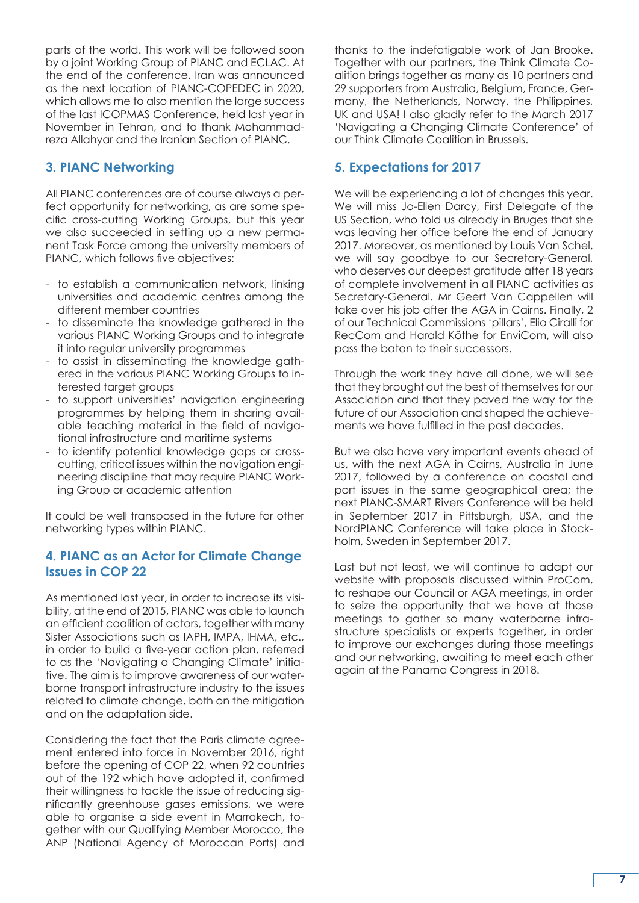parts of the world. This work will be followed soon by a joint Working Group of PIANC and ECLAC. At the end of the conference, Iran was announced as the next location of PIANC-COPEDEC in 2020, which allows me to also mention the large success of the last ICOPMAS Conference, held last year in November in Tehran, and to thank Mohammadreza Allahyar and the Iranian Section of PIANC.

## 3. PIANC Networking

All PIANC conferences are of course always a perfect opportunity for networking, as are some specific cross-cutting Working Groups, but this year we also succeeded in setting up a new permanent Task Force among the university members of PIANC, which follows five objectives:

- to establish a communication network, linking universities and academic centres among the different member countries
- to disseminate the knowledge gathered in the various PIANC Working Groups and to integrate it into regular university programmes
- to assist in disseminating the knowledge gathered in the various PIANC Working Groups to interested target groups
- to support universities' navigation engineering programmes by helping them in sharing available teaching material in the field of navigational infrastructure and maritime systems
- to identify potential knowledge gaps or cross-cutting, critical issues within the navigation engineering discipline that may require PIANC Working Group or academic attention

It could be well transposed in the future for other networking types within PIANC.

## 4. PIANC as an Actor for Climate Change Issues in COP 22

As mentioned last year, in order to increase its visibility, at the end of 2015, PIANC was able to launch an efficient coalition of actors, together with many Sister Associations such as IAPH, IMPA, IHMA, etc., in order to build a five-year action plan, referred to as the 'Navigating a Changing Climate' initiative. The aim is to improve awareness of our waterborne transport infrastructure industry to the issues related to climate change, both on the mitigation and on the adaptation side.

Considering the fact that the Paris climate agreement entered into force in November 2016, right before the opening of COP 22, when 92 countries out of the 192 which have adopted it, confirmed their willingness to tackle the issue of reducing significantly greenhouse gases emissions, we were able to organise a side event in Marrakech, together with our Qualifying Member Morocco, the ANP (National Agency of Moroccan Ports) and thanks to the indefatigable work of Jan Brooke. Together with our partners, the Think Climate Coalition brings together as many as 10 partners and 29 supporters from Australia, Belgium, France, Germany, the Netherlands, Norway, the Philippines, UK and USA! I also gladly refer to the March 2017 'Navigating a Changing Climate Conference' of our Think Climate Coalition in Brussels.

## 5. Expectations for 2017

We will be experiencing a lot of changes this year. We will miss Jo-Ellen Darcy, First Delegate of the US Section, who told us already in Bruges that she was leaving her office before the end of January 2017. Moreover, as mentioned by Louis Van Schel, we will say goodbye to our Secretary-General, who deserves our deepest gratitude after 18 years of complete involvement in all PIANC activities as Secretary-General. Mr Geert Van Cappellen will take over his job after the AGA in Cairns. Finally, 2 of our Technical Commissions 'pillars', Elio Ciralli for RecCom and Harald Köthe for EnviCom, will also pass the baton to their successors.

Through the work they have all done, we will see that they brought out the best of themselves for our Association and that they paved the way for the future of our Association and shaped the achievements we have fulfilled in the past decades.

But we also have very important events ahead of us, with the next AGA in Cairns, Australia in June 2017, followed by a conference on coastal and port issues in the same geographical area; the next PIANC-SMART Rivers Conference will be held in September 2017 in Pittsburgh, USA, and the NordPIANC Conference will take place in Stockholm, Sweden in September 2017.

Last but not least, we will continue to adapt our website with proposals discussed within ProCom, to reshape our Council or AGA meetings, in order to seize the opportunity that we have at those meetings to gather so many waterborne infrastructure specialists or experts together, in order to improve our exchanges during those meetings and our networking, awaiting to meet each other again at the Panama Congress in 2018.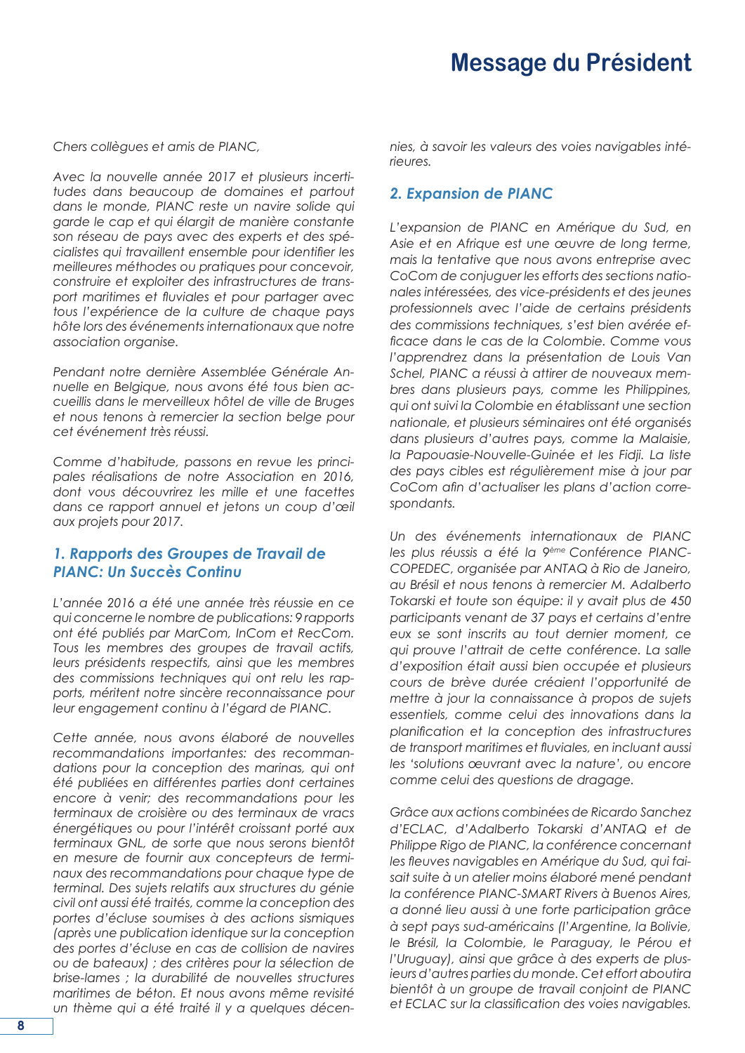# Message du Président

*Chers collègues et amis de PIANC,*

*Avec la nouvelle année 2017 et plusieurs incertitudes dans beaucoup de domaines et partout dans le monde, PIANC reste un navire solide qui garde le cap et qui élargit de manière constante son réseau de pays avec des experts et des spécialistes qui travaillent ensemble pour identifier les meilleures méthodes ou pratiques pour concevoir, construire et exploiter des infrastructures de transport maritimes et fluviales et pour partager avec tous l'expérience de la culture de chaque pays hôte lors des événements internationaux que notre association organise.*

*Pendant notre dernière Assemblée Générale Annuelle en Belgique, nous avons été tous bien accueillis dans le merveilleux hôtel de ville de Bruges et nous tenons à remercier la section belge pour cet événement très réussi.*

*Comme d'habitude, passons en revue les principales réalisations de notre Association en 2016, dont vous découvrirez les mille et une facettes dans ce rapport annuel et jetons un coup d'œil aux projets pour 2017.*

## *1. Rapports des Groupes de Travail de PIANC: Un Succès Continu*

*L'année 2016 a été une année très réussie en ce qui concerne le nombre de publications: 9 rapports ont été publiés par MarCom, InCom et RecCom. Tous les membres des groupes de travail actifs, leurs présidents respectifs, ainsi que les membres des commissions techniques qui ont relu les rapports, méritent notre sincère reconnaissance pour leur engagement continu à l'égard de PIANC.*

*Cette année, nous avons élaboré de nouvelles recommandations importantes: des recommandations pour la conception des marinas, qui ont été publiées en différentes parties dont certaines encore à venir; des recommandations pour les terminaux de croisière ou des terminaux de vracs énergétiques ou pour l'intérêt croissant porté aux terminaux GNL, de sorte que nous serons bientôt en mesure de fournir aux concepteurs de terminaux des recommandations pour chaque type de terminal. Des sujets relatifs aux structures du génie civil ont aussi été traités, comme la conception des portes d'écluse soumises à des actions sismiques (après une publication identique sur la conception des portes d'écluse en cas de collision de navires ou de bateaux) ; des critères pour la sélection de brise-lames ; la durabilité de nouvelles structures maritimes de béton. Et nous avons même revisité un thème qui a été traité il y a quelques décennies, à savoir les valeurs des voies navigables intérieures.*

## *2. Expansion de PIANC*

*L'expansion de PIANC en Amérique du Sud, en Asie et en Afrique est une œuvre de long terme, mais la tentative que nous avons entreprise avec CoCom de conjuguer les efforts des sections nationales intéressées, des vice-présidents et des jeunes professionnels avec l'aide de certains présidents des commissions techniques, s'est bien avérée efficace dans le cas de la Colombie. Comme vous l'apprendrez dans la présentation de Louis Van Schel, PIANC a réussi à attirer de nouveaux membres dans plusieurs pays, comme les Philippines, qui ont suivi la Colombie en établissant une section nationale, et plusieurs séminaires ont été organisés dans plusieurs d'autres pays, comme la Malaisie, la Papouasie-Nouvelle-Guinée et les Fidji. La liste des pays cibles est régulièrement mise à jour par CoCom afin d'actualiser les plans d'action correspondants.*

*Un des événements internationaux de PIANC les plus réussis a été la 9ème Conférence PIANC-COPEDEC, organisée par ANTAQ à Rio de Janeiro, au Brésil et nous tenons à remercier M. Adalberto Tokarski et toute son équipe: il y avait plus de 450 participants venant de 37 pays et certains d'entre eux se sont inscrits au tout dernier moment, ce qui prouve l'attrait de cette conférence. La salle d'exposition était aussi bien occupée et plusieurs cours de brève durée créaient l'opportunité de mettre à jour la connaissance à propos de sujets essentiels, comme celui des innovations dans la planification et la conception des infrastructures de transport maritimes et fluviales, en incluant aussi les 'solutions œuvrant avec la nature', ou encore comme celui des questions de dragage.*

*Grâce aux actions combinées de Ricardo Sanchez d'ECLAC, d'Adalberto Tokarski d'ANTAQ et de Philippe Rigo de PIANC, la conférence concernant les fleuves navigables en Amérique du Sud, qui faisait suite à un atelier moins élaboré mené pendant la conférence PIANC-SMART Rivers à Buenos Aires, a donné lieu aussi à une forte participation grâce à sept pays sud-américains (l'Argentine, la Bolivie, le Brésil, la Colombie, le Paraguay, le Pérou et l'Uruguay), ainsi que grâce à des experts de plusieurs d'autres parties du monde. Cet effort aboutira bientôt à un groupe de travail conjoint de PIANC et ECLAC sur la classification des voies navigables.*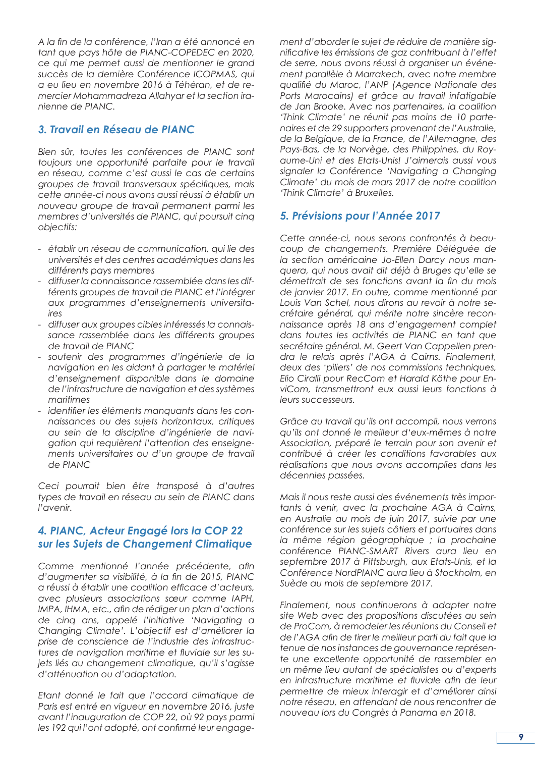*A la fin de la conférence, l'Iran a été annoncé en tant que pays hôte de PIANC-COPEDEC en 2020, ce qui me permet aussi de mentionner le grand succès de la dernière Conférence ICOPMAS, qui a eu lieu en novembre 2016 à Téhéran, et de remercier Mohammadreza Allahyar et la section iranienne de PIANC.*

## *3. Travail en Réseau de PIANC*

*Bien sûr, toutes les conférences de PIANC sont toujours une opportunité parfaite pour le travail en réseau, comme c'est aussi le cas de certains groupes de travail transversaux spécifiques, mais cette année-ci nous avons aussi réussi à établir un nouveau groupe de travail permanent parmi les membres d'universités de PIANC, qui poursuit cinq objectifs:*

- *établir un réseau de communication, qui lie des universités et des centres académiques dans les différents pays membres*
- *diffuser la connaissance rassemblée dans les différents groupes de travail de PIANC et l'intégrer aux programmes d'enseignements universitaires*
- *diffuser aux groupes cibles intéressés la connaissance rassemblée dans les différents groupes de travail de PIANC*
- *soutenir des programmes d'ingénierie de la navigation en les aidant à partager le matériel d'enseignement disponible dans le domaine de l'infrastructure de navigation et des systèmes maritimes*
- *identifier les éléments manquants dans les connaissances ou des sujets horizontaux, critiques au sein de la discipline d'ingénierie de navigation qui requièrent l'attention des enseignements universitaires ou d'un groupe de travail de PIANC*

*Ceci pourrait bien être transposé à d'autres types de travail en réseau au sein de PIANC dans l'avenir.*

## *4. PIANC, Acteur Engagé lors la COP 22 sur les Sujets de Changement Climatique*

*Comme mentionné l'année précédente, afin d'augmenter sa visibilité, à la fin de 2015, PIANC a réussi à établir une coalition efficace d'acteurs, avec plusieurs associations sœur comme IAPH, IMPA, IHMA, etc., afin de rédiger un plan d'actions de cinq ans, appelé l'initiative 'Navigating a Changing Climate'. L'objectif est d'améliorer la prise de conscience de l'industrie des infrastructures de navigation maritime et fluviale sur les sujets liés au changement climatique, qu'il s'agisse d'atténuation ou d'adaptation.*

*Etant donné le fait que l'accord climatique de Paris est entré en vigueur en novembre 2016, juste avant l'inauguration de COP 22, où 92 pays parmi les 192 qui l'ont adopté, ont confirmé leur engagement d'aborder le sujet de réduire de manière significative les émissions de gaz contribuant à l'effet de serre, nous avons réussi à organiser un événement parallèle à Marrakech, avec notre membre qualifié du Maroc, l'ANP (Agence Nationale des Ports Marocains) et grâce au travail infatigable de Jan Brooke. Avec nos partenaires, la coalition 'Think Climate' ne réunit pas moins de 10 partenaires et de 29 supporters provenant de l'Australie, de la Belgique, de la France, de l'Allemagne, des Pays-Bas, de la Norvège, des Philippines, du Royaume-Uni et des Etats-Unis! J'aimerais aussi vous signaler la Conférence 'Navigating a Changing Climate' du mois de mars 2017 de notre coalition 'Think Climate' à Bruxelles.*

## *5. Prévisions pour l'Année 2017*

*Cette année-ci, nous serons confrontés à beaucoup de changements. Première Déléguée de la section américaine Jo-Ellen Darcy nous manquera, qui nous avait dit déjà à Bruges qu'elle se démettrait de ses fonctions avant la fin du mois de janvier 2017. En outre, comme mentionné par Louis Van Schel, nous dirons au revoir à notre secrétaire général, qui mérite notre sincère reconnaissance après 18 ans d'engagement complet dans toutes les activités de PIANC en tant que secrétaire général. M. Geert Van Cappellen prendra le relais après l'AGA à Cairns. Finalement, deux des 'piliers' de nos commissions techniques, Elio Ciralli pour RecCom et Harald Köthe pour EnviCom, transmettront eux aussi leurs fonctions à leurs successeurs.*

*Grâce au travail qu'ils ont accompli, nous verrons qu'ils ont donné le meilleur d'eux-mêmes à notre Association, préparé le terrain pour son avenir et contribué à créer les conditions favorables aux réalisations que nous avons accomplies dans les décennies passées.*

*Mais il nous reste aussi des événements très importants à venir, avec la prochaine AGA à Cairns, en Australie au mois de juin 2017, suivie par une conférence sur les sujets côtiers et portuaires dans la même région géographique ; la prochaine conférence PIANC-SMART Rivers aura lieu en septembre 2017 à Pittsburgh, aux Etats-Unis, et la Conférence NordPIANC aura lieu à Stockholm, en Suède au mois de septembre 2017.*

*Finalement, nous continuerons à adapter notre site Web avec des propositions discutées au sein de ProCom, à remodeler les réunions du Conseil et de l'AGA afin de tirer le meilleur parti du fait que la tenue de nos instances de gouvernance représente une excellente opportunité de rassembler en un même lieu autant de spécialistes ou d'experts en infrastructure maritime et fluviale afin de leur permettre de mieux interagir et d'améliorer ainsi notre réseau, en attendant de nous rencontrer de nouveau lors du Congrès à Panama en 2018.*